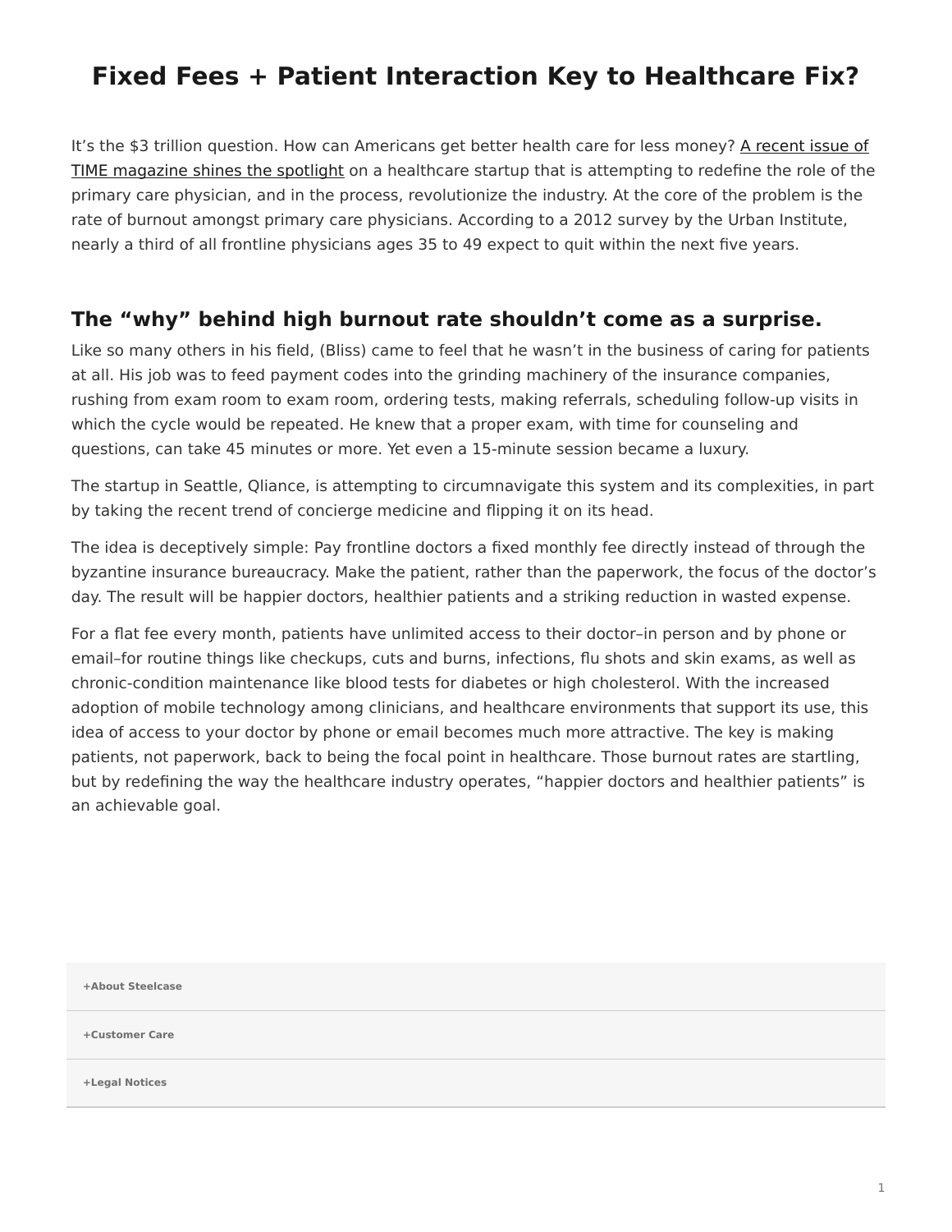# Fixed Fees + Patient Interaction Key to Healthcare Fix?

It's the $3 trillion question. How can Americans get better health care for less money? A recent issue of TIME magazine shines the spotlight on a healthcare startup that is attempting to redefine the role of the primary care physician, and in the process, revolutionize the industry. At the core of the problem is the rate of burnout amongst primary care physicians. According to a 2012 survey by the Urban Institute, nearly a third of all frontline physicians ages 35 to 49 expect to quit within the next five years.

## The "why" behind high burnout rate shouldn't come as a surprise.

Like so many others in his field, (Bliss) came to feel that he wasn't in the business of caring for patients at all. His job was to feed payment codes into the grinding machinery of the insurance companies, rushing from exam room to exam room, ordering tests, making referrals, scheduling follow-up visits in which the cycle would be repeated. He knew that a proper exam, with time for counseling and questions, can take 45 minutes or more. Yet even a 15-minute session became a luxury.

The startup in Seattle, Qliance, is attempting to circumnavigate this system and its complexities, in part by taking the recent trend of concierge medicine and flipping it on its head.

The idea is deceptively simple: Pay frontline doctors a fixed monthly fee directly instead of through the byzantine insurance bureaucracy. Make the patient, rather than the paperwork, the focus of the doctor's day. The result will be happier doctors, healthier patients and a striking reduction in wasted expense.

For a flat fee every month, patients have unlimited access to their doctor–in person and by phone or email–for routine things like checkups, cuts and burns, infections, flu shots and skin exams, as well as chronic-condition maintenance like blood tests for diabetes or high cholesterol. With the increased adoption of mobile technology among clinicians, and healthcare environments that support its use, this idea of access to your doctor by phone or email becomes much more attractive. The key is making patients, not paperwork, back to being the focal point in healthcare. Those burnout rates are startling, but by redefining the way the healthcare industry operates, "happier doctors and healthier patients" is an achievable goal.

+About Steelcase

+Customer Care

+Legal Notices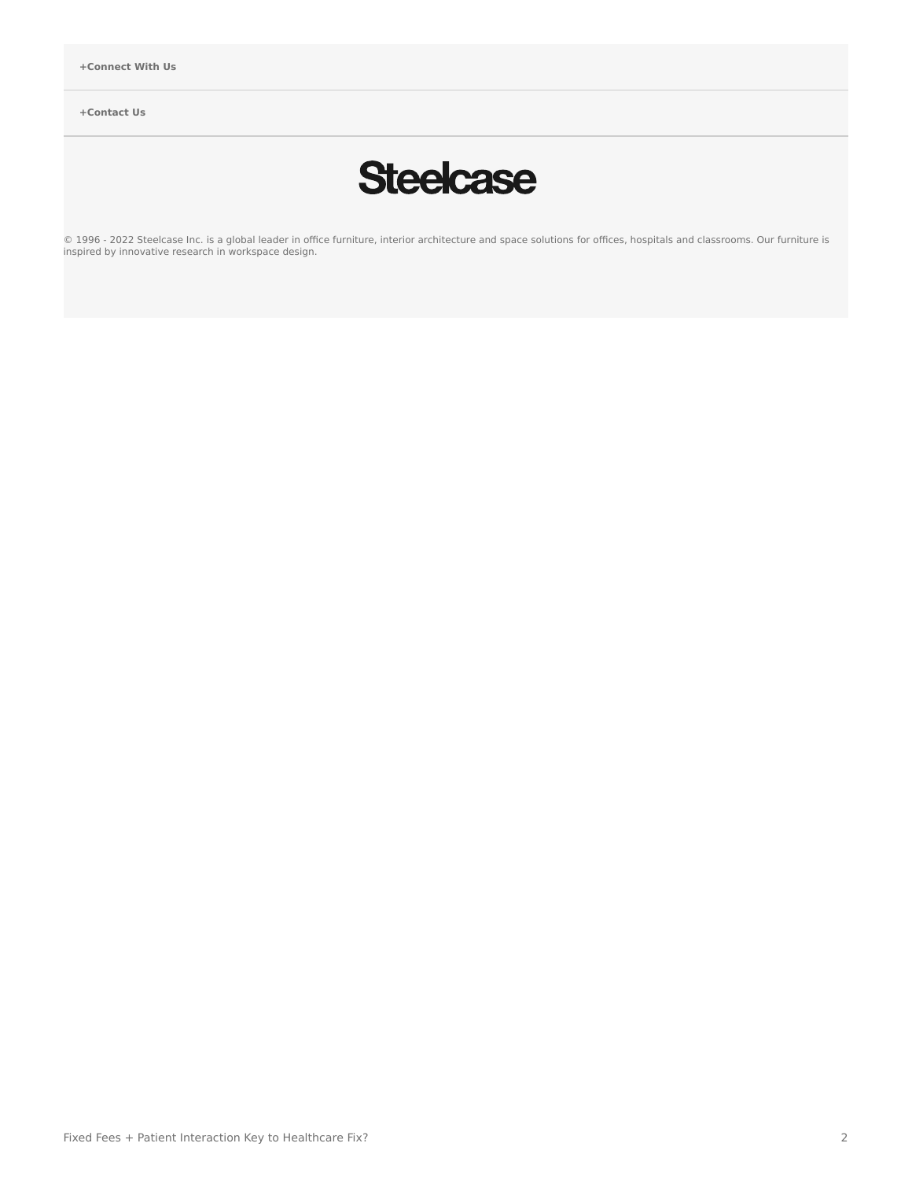+Connect With Us

+Contact Us

Steelcase

© 1996 - 2022 Steelcase Inc. is a global leader in office furniture, interior architecture and space solutions for offices, hospitals and classrooms. Our furniture is inspired by innovative research in workspace design.